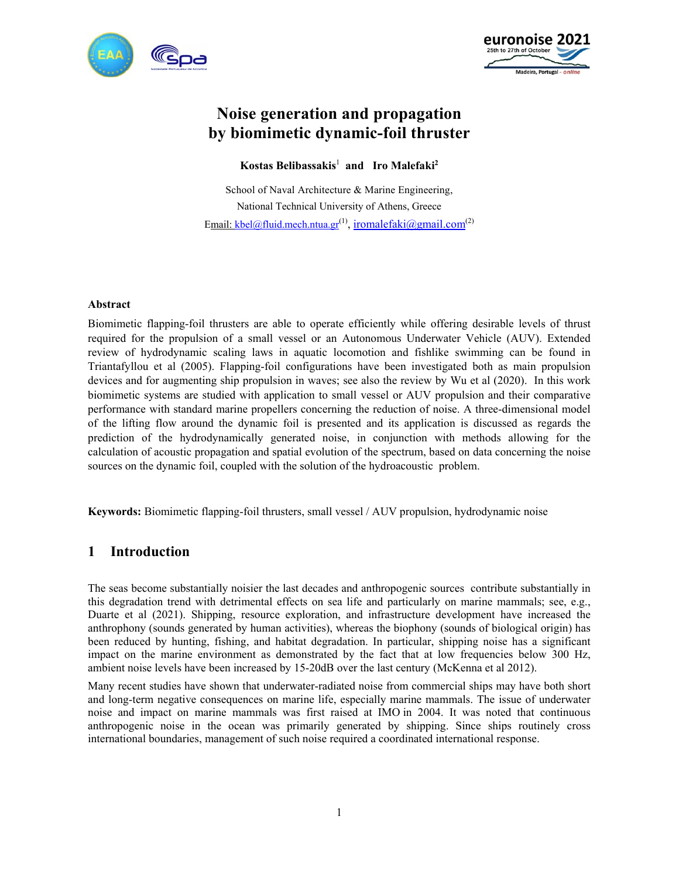# Noise generation and propagation by biomimetic dynamic-foil thruster

**Kostas Belibassakis**[1] **and Iro Malefaki**[2]

School of Naval Architecture & Marine Engineering,
National Technical University of Athens, Greece
Email: kbel@fluid.mech.ntua.gr[(1)], iromalefaki@gmail.com[(2)]

### Abstract

Biomimetic flapping-foil thrusters are able to operate efficiently while offering desirable levels of thrust required for the propulsion of a small vessel or an Autonomous Underwater Vehicle (AUV). Extended review of hydrodynamic scaling laws in aquatic locomotion and fishlike swimming can be found in Triantafyllou et al (2005). Flapping-foil configurations have been investigated both as main propulsion devices and for augmenting ship propulsion in waves; see also the review by Wu et al (2020). In this work biomimetic systems are studied with application to small vessel or AUV propulsion and their comparative performance with standard marine propellers concerning the reduction of noise. A three-dimensional model of the lifting flow around the dynamic foil is presented and its application is discussed as regards the prediction of the hydrodynamically generated noise, in conjunction with methods allowing for the calculation of acoustic propagation and spatial evolution of the spectrum, based on data concerning the noise sources on the dynamic foil, coupled with the solution of the hydroacoustic problem.

**Keywords:** Biomimetic flapping-foil thrusters, small vessel / AUV propulsion, hydrodynamic noise

## 1 Introduction

The seas become substantially noisier the last decades and anthropogenic sources contribute substantially in this degradation trend with detrimental effects on sea life and particularly on marine mammals; see, e.g., Duarte et al (2021). Shipping, resource exploration, and infrastructure development have increased the anthrophony (sounds generated by human activities), whereas the biophony (sounds of biological origin) has been reduced by hunting, fishing, and habitat degradation. In particular, shipping noise has a significant impact on the marine environment as demonstrated by the fact that at low frequencies below 300 Hz, ambient noise levels have been increased by 15-20dB over the last century (McKenna et al 2012).

Many recent studies have shown that underwater-radiated noise from commercial ships may have both short and long-term negative consequences on marine life, especially marine mammals. The issue of underwater noise and impact on marine mammals was first raised at IMO in 2004. It was noted that continuous anthropogenic noise in the ocean was primarily generated by shipping. Since ships routinely cross international boundaries, management of such noise required a coordinated international response.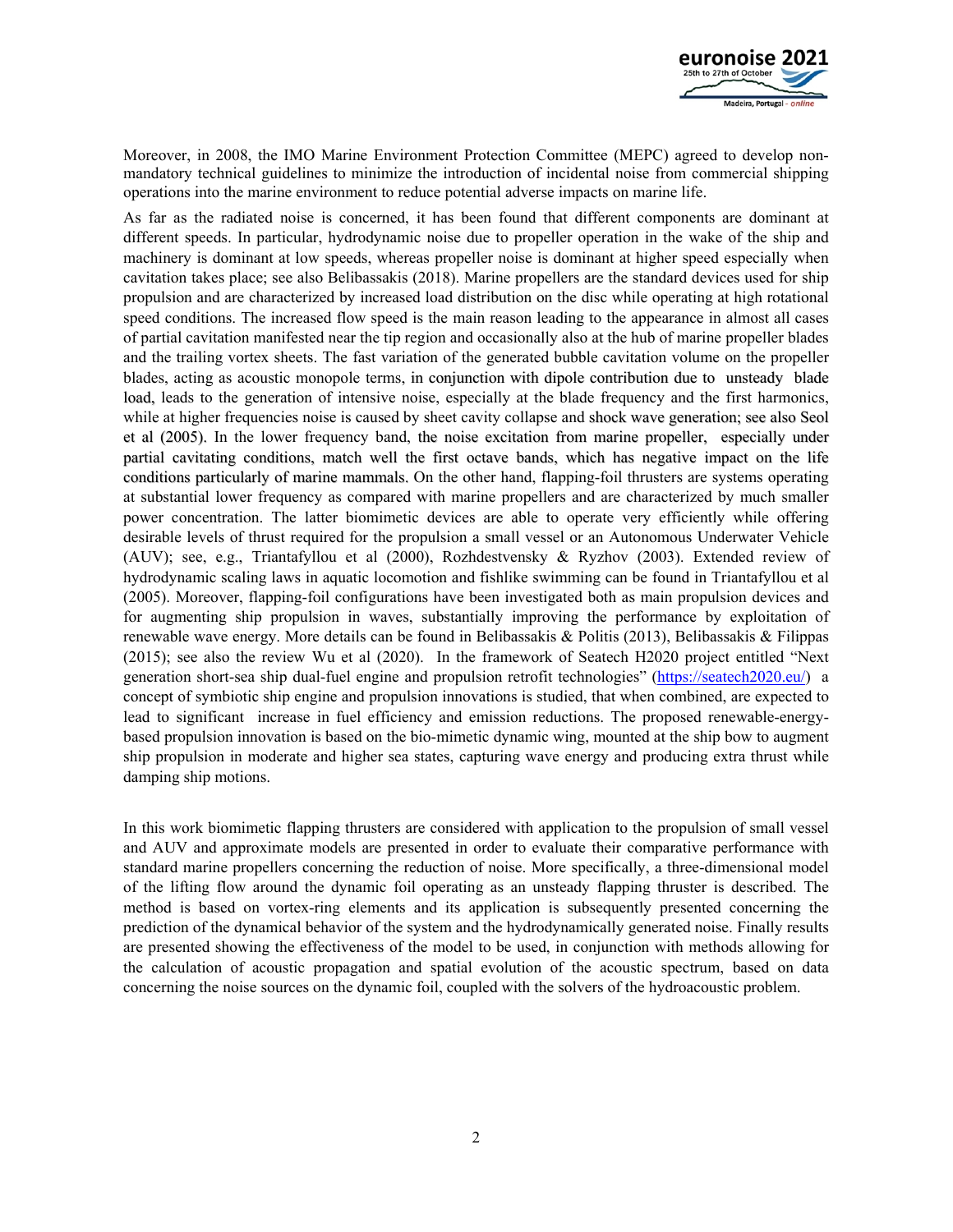Moreover, in 2008, the IMO Marine Environment Protection Committee (MEPC) agreed to develop non-mandatory technical guidelines to minimize the introduction of incidental noise from commercial shipping operations into the marine environment to reduce potential adverse impacts on marine life.

As far as the radiated noise is concerned, it has been found that different components are dominant at different speeds. In particular, hydrodynamic noise due to propeller operation in the wake of the ship and machinery is dominant at low speeds, whereas propeller noise is dominant at higher speed especially when cavitation takes place; see also Belibassakis (2018). Marine propellers are the standard devices used for ship propulsion and are characterized by increased load distribution on the disc while operating at high rotational speed conditions. The increased flow speed is the main reason leading to the appearance in almost all cases of partial cavitation manifested near the tip region and occasionally also at the hub of marine propeller blades and the trailing vortex sheets. The fast variation of the generated bubble cavitation volume on the propeller blades, acting as acoustic monopole terms, in conjunction with dipole contribution due to unsteady blade load, leads to the generation of intensive noise, especially at the blade frequency and the first harmonics, while at higher frequencies noise is caused by sheet cavity collapse and shock wave generation; see also Seol et al (2005). In the lower frequency band, the noise excitation from marine propeller, especially under partial cavitating conditions, match well the first octave bands, which has negative impact on the life conditions particularly of marine mammals. On the other hand, flapping-foil thrusters are systems operating at substantial lower frequency as compared with marine propellers and are characterized by much smaller power concentration. The latter biomimetic devices are able to operate very efficiently while offering desirable levels of thrust required for the propulsion a small vessel or an Autonomous Underwater Vehicle (AUV); see, e.g., Triantafyllou et al (2000), Rozhdestvensky & Ryzhov (2003). Extended review of hydrodynamic scaling laws in aquatic locomotion and fishlike swimming can be found in Triantafyllou et al (2005). Moreover, flapping-foil configurations have been investigated both as main propulsion devices and for augmenting ship propulsion in waves, substantially improving the performance by exploitation of renewable wave energy. More details can be found in Belibassakis & Politis (2013), Belibassakis & Filippas (2015); see also the review Wu et al (2020). In the framework of Seatech H2020 project entitled "Next generation short-sea ship dual-fuel engine and propulsion retrofit technologies" (https://seatech2020.eu/) a concept of symbiotic ship engine and propulsion innovations is studied, that when combined, are expected to lead to significant increase in fuel efficiency and emission reductions. The proposed renewable-energy-based propulsion innovation is based on the bio-mimetic dynamic wing, mounted at the ship bow to augment ship propulsion in moderate and higher sea states, capturing wave energy and producing extra thrust while damping ship motions.

In this work biomimetic flapping thrusters are considered with application to the propulsion of small vessel and AUV and approximate models are presented in order to evaluate their comparative performance with standard marine propellers concerning the reduction of noise. More specifically, a three-dimensional model of the lifting flow around the dynamic foil operating as an unsteady flapping thruster is described. The method is based on vortex-ring elements and its application is subsequently presented concerning the prediction of the dynamical behavior of the system and the hydrodynamically generated noise. Finally results are presented showing the effectiveness of the model to be used, in conjunction with methods allowing for the calculation of acoustic propagation and spatial evolution of the acoustic spectrum, based on data concerning the noise sources on the dynamic foil, coupled with the solvers of the hydroacoustic problem.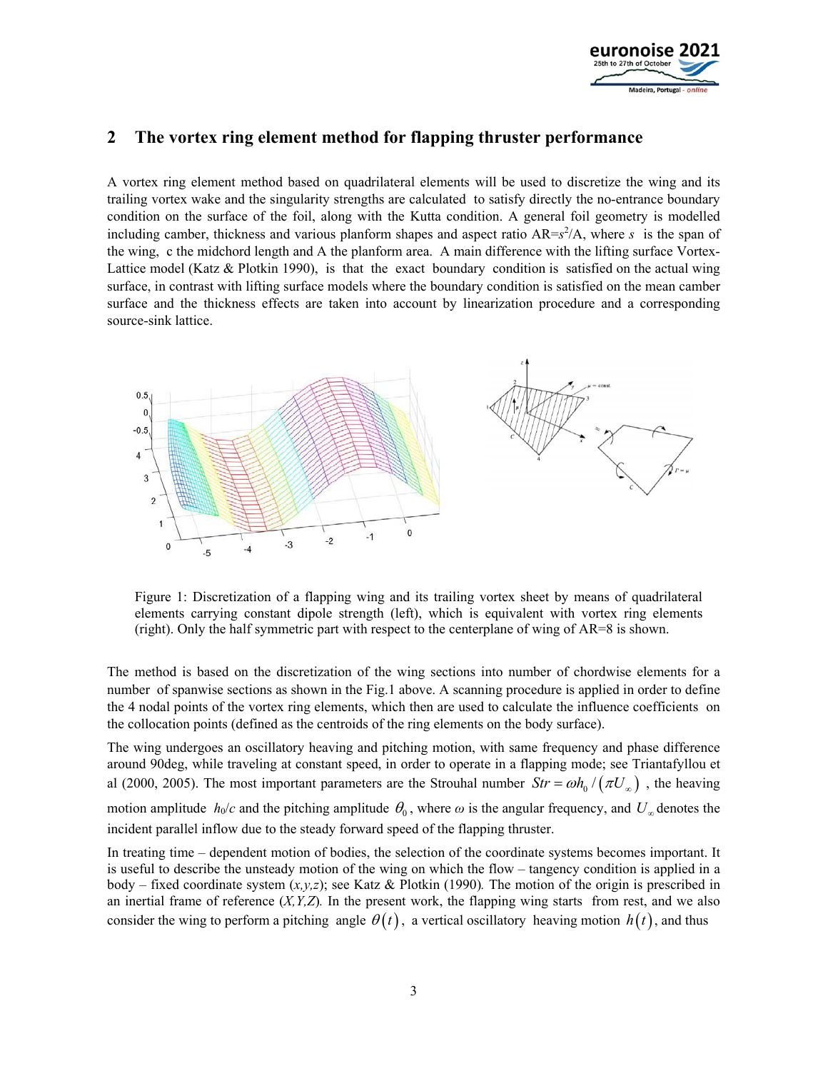## 2 The vortex ring element method for flapping thruster performance

A vortex ring element method based on quadrilateral elements will be used to discretize the wing and its trailing vortex wake and the singularity strengths are calculated to satisfy directly the no-entrance boundary condition on the surface of the foil, along with the Kutta condition. A general foil geometry is modelled including camber, thickness and various planform shapes and aspect ratio AR=$s^2$/A, where $s$ is the span of the wing, c the midchord length and A the planform area. A main difference with the lifting surface Vortex-Lattice model (Katz & Plotkin 1990), is that the exact boundary condition is satisfied on the actual wing surface, in contrast with lifting surface models where the boundary condition is satisfied on the mean camber surface and the thickness effects are taken into account by linearization procedure and a corresponding source-sink lattice.

Figure 1: Discretization of a flapping wing and its trailing vortex sheet by means of quadrilateral elements carrying constant dipole strength (left), which is equivalent with vortex ring elements (right). Only the half symmetric part with respect to the centerplane of wing of AR=8 is shown.

The method is based on the discretization of the wing sections into number of chordwise elements for a number of spanwise sections as shown in the Fig.1 above. A scanning procedure is applied in order to define the 4 nodal points of the vortex ring elements, which then are used to calculate the influence coefficients on the collocation points (defined as the centroids of the ring elements on the body surface).

The wing undergoes an oscillatory heaving and pitching motion, with same frequency and phase difference around 90deg, while traveling at constant speed, in order to operate in a flapping mode; see Triantafyllou et al (2000, 2005). The most important parameters are the Strouhal number $Str = \omega h_0 / \left(\pi U_\infty\right)$ , the heaving motion amplitude $h_0/c$ and the pitching amplitude $\theta_0$, where $\omega$ is the angular frequency, and $U_\infty$ denotes the incident parallel inflow due to the steady forward speed of the flapping thruster.

In treating time – dependent motion of bodies, the selection of the coordinate systems becomes important. It is useful to describe the unsteady motion of the wing on which the flow – tangency condition is applied in a body – fixed coordinate system $(x,y,z)$; see Katz & Plotkin (1990). The motion of the origin is prescribed in an inertial frame of reference $(X,Y,Z)$. In the present work, the flapping wing starts from rest, and we also consider the wing to perform a pitching angle $\theta(t)$, a vertical oscillatory heaving motion $h(t)$, and thus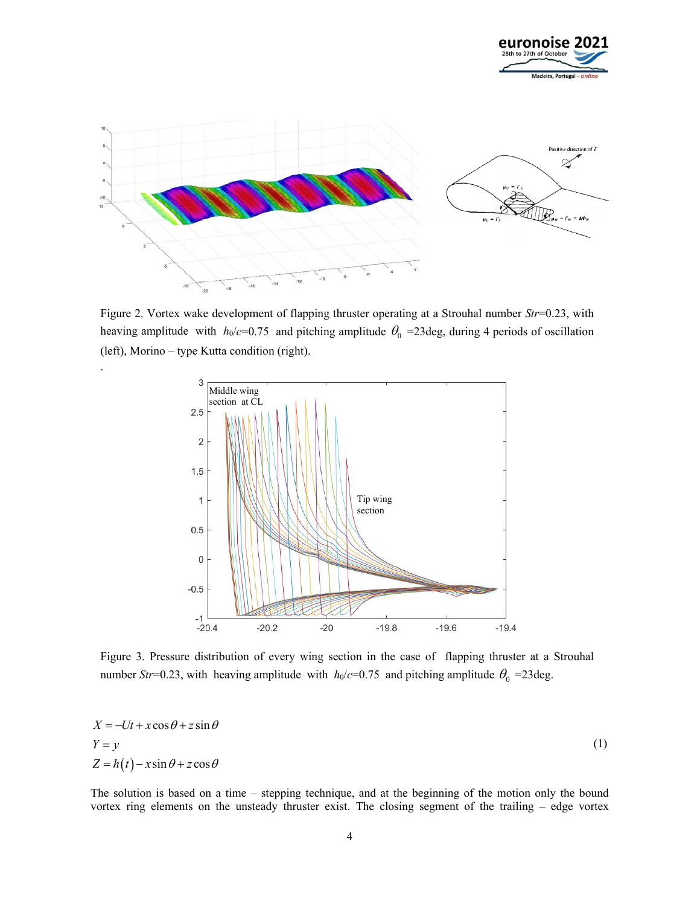Figure 2. Vortex wake development of flapping thruster operating at a Strouhal number *Str*=0.23, with heaving amplitude with $h_0/c$=0.75 and pitching amplitude $\theta_0$ =23deg, during 4 periods of oscillation (left), Morino – type Kutta condition (right).

Figure 3. Pressure distribution of every wing section in the case of flapping thruster at a Strouhal number *Str*=0.23, with heaving amplitude with $h_0/c$=0.75 and pitching amplitude $\theta_0$ =23deg.

$$
\begin{aligned}
X &= -Ut + x\cos\theta + z\sin\theta \\
Y &= y \\
Z &= h(t) - x\sin\theta + z\cos\theta
\end{aligned}
\tag{1}
$$

The solution is based on a time – stepping technique, and at the beginning of the motion only the bound vortex ring elements on the unsteady thruster exist. The closing segment of the trailing – edge vortex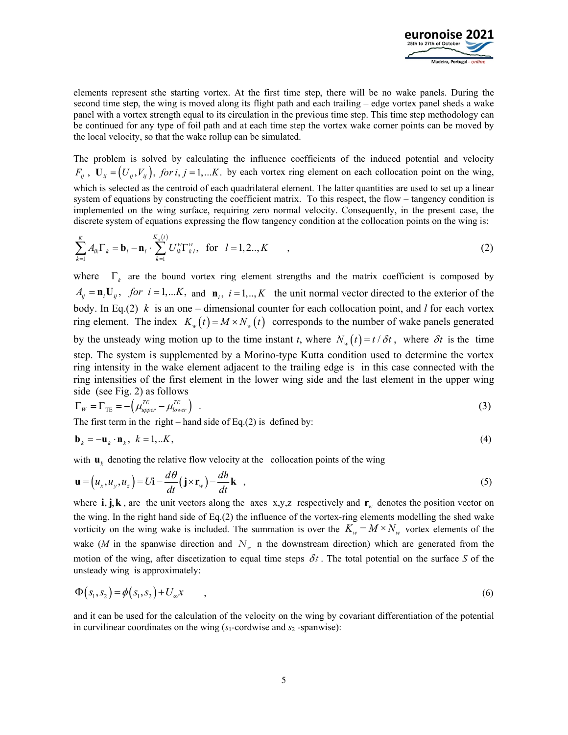elements represent sthe starting vortex. At the first time step, there will be no wake panels. During the second time step, the wing is moved along its flight path and each trailing – edge vortex panel sheds a wake panel with a vortex strength equal to its circulation in the previous time step. This time step methodology can be continued for any type of foil path and at each time step the vortex wake corner points can be moved by the local velocity, so that the wake rollup can be simulated.

The problem is solved by calculating the influence coefficients of the induced potential and velocity $F_{ij}$ , $\mathbf{U}_{ij} = \left(U_{ij}, V_{ij}\right),\ for\, i, j = 1,...K.$ by each vortex ring element on each collocation point on the wing, which is selected as the centroid of each quadrilateral element. The latter quantities are used to set up a linear system of equations by constructing the coefficient matrix. To this respect, the flow – tangency condition is implemented on the wing surface, requiring zero normal velocity. Consequently, in the present case, the discrete system of equations expressing the flow tangency condition at the collocation points on the wing is:

$$\sum_{k=1}^{K} A_{lk}\Gamma_k = \mathbf{b}_l - \mathbf{n}_l \cdot \sum_{k=1}^{K_w(t)} U_{lk}^{w}\Gamma_{k\,l}^{w}, \quad \text{for} \quad l = 1,2..,K \qquad , \tag{2}$$

where $\Gamma_k$ are the bound vortex ring element strengths and the matrix coefficient is composed by $A_{ij} = \mathbf{n}_i \mathbf{U}_{ij},\ \ for\ \ i = 1,...K,$ and $\mathbf{n}_i,\ i = 1,..,K$ the unit normal vector directed to the exterior of the body. In Eq.(2) $k$ is an one – dimensional counter for each collocation point, and $l$ for each vortex ring element. The index $K_w(t) = M \times N_w(t)$ corresponds to the number of wake panels generated by the unsteady wing motion up to the time instant $t$, where $N_w(t) = t/\delta t$, where $\delta t$ is the time step. The system is supplemented by a Morino-type Kutta condition used to determine the vortex ring intensity in the wake element adjacent to the trailing edge is in this case connected with the ring intensities of the first element in the lower wing side and the last element in the upper wing side (see Fig. 2) as follows

$$\Gamma_W = \Gamma_{\text{TE}} = -\left(\mu_{upper}^{TE} - \mu_{lower}^{TE}\right) \quad . \tag{3}$$

The first term in the right – hand side of Eq.(2) is defined by:

$$\mathbf{b}_k = -\mathbf{u}_k \cdot \mathbf{n}_k,\ \ k = 1,..K, \tag{4}$$

with $\mathbf{u}_k$ denoting the relative flow velocity at the collocation points of the wing

$$\mathbf{u} = \left(u_x, u_y, u_z\right) = U\mathbf{i} - \frac{d\theta}{dt}\left(\mathbf{j} \times \mathbf{r}_w\right) - \frac{dh}{dt}\mathbf{k} \quad , \tag{5}$$

where $\mathbf{i}, \mathbf{j}, \mathbf{k}$ , are the unit vectors along the axes x,y,z respectively and $\mathbf{r}_w$ denotes the position vector on the wing. In the right hand side of Eq.(2) the influence of the vortex-ring elements modelling the shed wake vorticity on the wing wake is included. The summation is over the $K_w = M \times N_w$ vortex elements of the wake ($M$ in the spanwise direction and $N_w$ n the downstream direction) which are generated from the motion of the wing, after discetization to equal time steps $\delta t$ . The total potential on the surface $S$ of the unsteady wing is approximately:

$$\Phi\left(s_1, s_2\right) = \phi\left(s_1, s_2\right) + U_\infty x \qquad , \tag{6}$$

and it can be used for the calculation of the velocity on the wing by covariant differentiation of the potential in curvilinear coordinates on the wing ($s_1$-cordwise and $s_2$ -spanwise):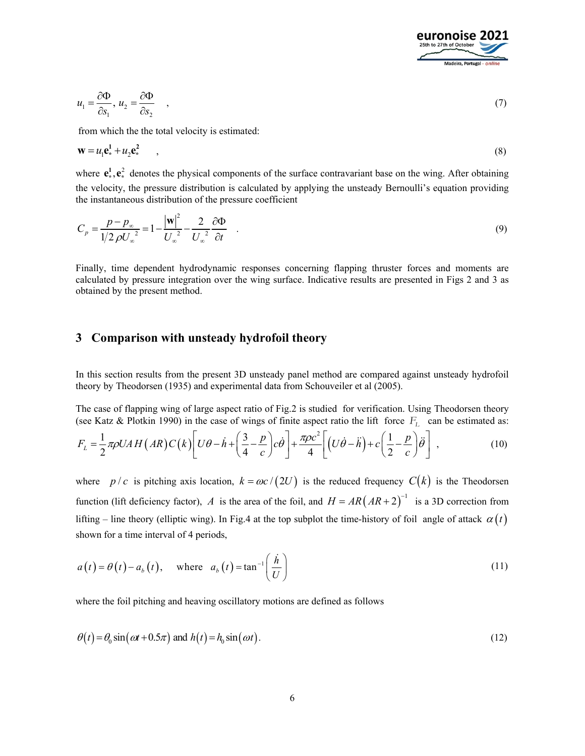$$u_1 = \frac{\partial \Phi}{\partial s_1},\ u_2 = \frac{\partial \Phi}{\partial s_2} \quad , \tag{7}$$

from which the the total velocity is estimated:

$$\mathbf{w} = u_1 \mathbf{e}_*^{\mathbf{1}} + u_2 \mathbf{e}_*^{\mathbf{2}} \quad , \tag{8}$$

where $\mathbf{e}_*^{\mathbf{1}}, \mathbf{e}_*^2$ denotes the physical components of the surface contravariant base on the wing. After obtaining the velocity, the pressure distribution is calculated by applying the unsteady Bernoulli's equation providing the instantaneous distribution of the pressure coefficient

$$C_p = \frac{p - p_\infty}{1/2\,\rho U_\infty^{\ 2}} = 1 - \frac{|\mathbf{w}|^2}{U_\infty^{\ 2}} - \frac{2}{U_\infty^{\ 2}} \frac{\partial \Phi}{\partial t} \quad . \tag{9}$$

Finally, time dependent hydrodynamic responses concerning flapping thruster forces and moments are calculated by pressure integration over the wing surface. Indicative results are presented in Figs 2 and 3 as obtained by the present method.

## 3 Comparison with unsteady hydrofoil theory

In this section results from the present 3D unsteady panel method are compared against unsteady hydrofoil theory by Theodorsen (1935) and experimental data from Schouveiler et al (2005).

The case of flapping wing of large aspect ratio of Fig.2 is studied for verification. Using Theodorsen theory (see Katz & Plotkin 1990) in the case of wings of finite aspect ratio the lift force $F_L$ can be estimated as:

$$F_L = \frac{1}{2}\pi\rho U A\, H(AR)\, C(k)\left[U\theta - \dot{h} + \left(\frac{3}{4} - \frac{p}{c}\right)c\dot{\theta}\right] + \frac{\pi\rho c^2}{4}\left[\left(U\dot{\theta} - \ddot{h}\right) + c\left(\frac{1}{2} - \frac{p}{c}\right)\ddot{\theta}\right] , \tag{10}$$

where $p/c$ is pitching axis location, $k = \omega c/(2U)$ is the reduced frequency $C(k)$ is the Theodorsen function (lift deficiency factor), $A$ is the area of the foil, and $H = AR(AR+2)^{-1}$ is a 3D correction from lifting – line theory (elliptic wing). In Fig.4 at the top subplot the time-history of foil angle of attack $\alpha(t)$ shown for a time interval of 4 periods,

$$a(t) = \theta(t) - a_b(t), \quad \text{where} \quad a_b(t) = \tan^{-1}\left(\frac{\dot{h}}{U}\right) \tag{11}$$

where the foil pitching and heaving oscillatory motions are defined as follows

$$\theta(t) = \theta_0 \sin(\omega t + 0.5\pi) \text{ and } h(t) = h_0 \sin(\omega t). \tag{12}$$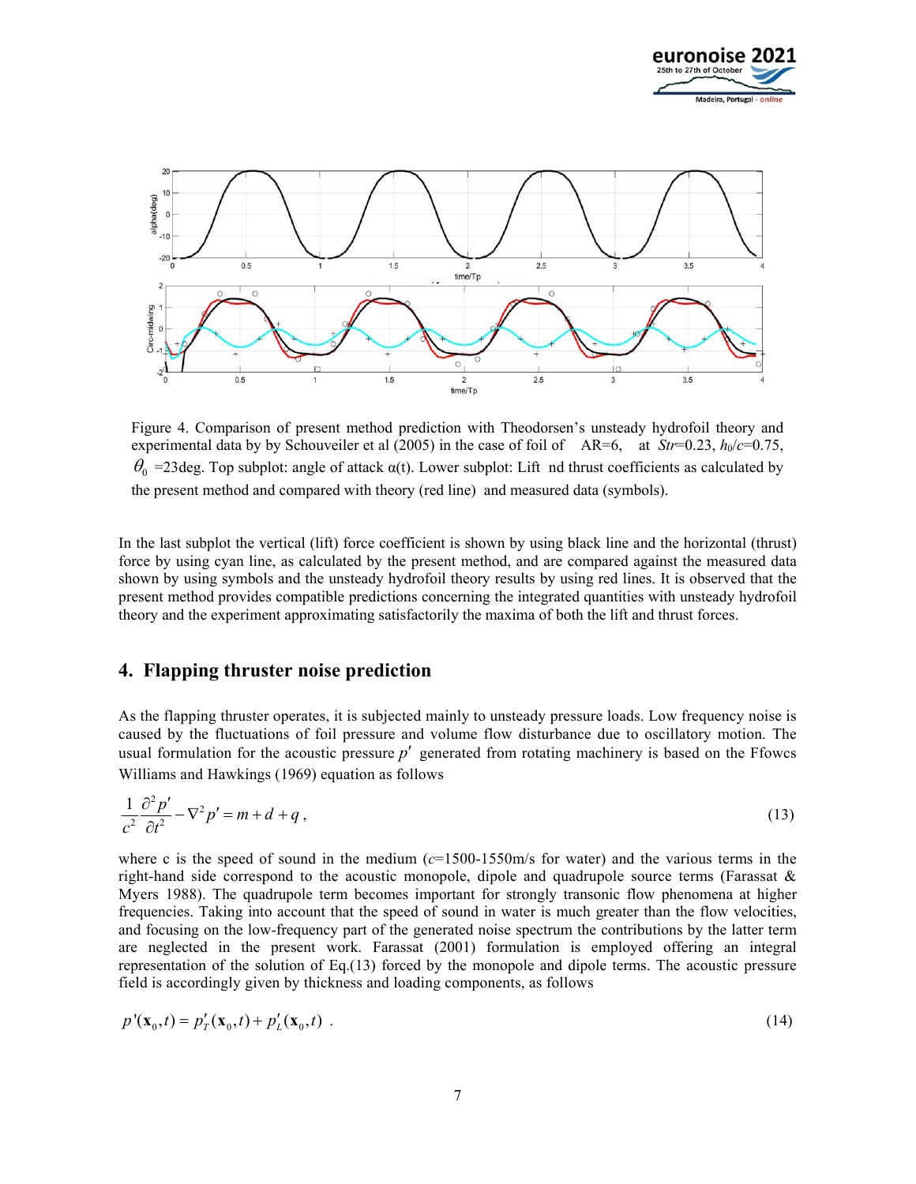Figure 4. Comparison of present method prediction with Theodorsen's unsteady hydrofoil theory and experimental data by by Schouveiler et al (2005) in the case of foil of AR=6, at $Str$=0.23, $h_0/c$=0.75, $\theta_0$ =23deg. Top subplot: angle of attack α(t). Lower subplot: Lift nd thrust coefficients as calculated by the present method and compared with theory (red line) and measured data (symbols).

In the last subplot the vertical (lift) force coefficient is shown by using black line and the horizontal (thrust) force by using cyan line, as calculated by the present method, and are compared against the measured data shown by using symbols and the unsteady hydrofoil theory results by using red lines. It is observed that the present method provides compatible predictions concerning the integrated quantities with unsteady hydrofoil theory and the experiment approximating satisfactorily the maxima of both the lift and thrust forces.

## 4. Flapping thruster noise prediction

As the flapping thruster operates, it is subjected mainly to unsteady pressure loads. Low frequency noise is caused by the fluctuations of foil pressure and volume flow disturbance due to oscillatory motion. The usual formulation for the acoustic pressure $p'$ generated from rotating machinery is based on the Ffowcs Williams and Hawkings (1969) equation as follows

$$\frac{1}{c^2}\frac{\partial^2 p'}{\partial t^2} - \nabla^2 p' = m + d + q\,, \tag{13}$$

where c is the speed of sound in the medium ($c$=1500-1550m/s for water) and the various terms in the right-hand side correspond to the acoustic monopole, dipole and quadrupole source terms (Farassat & Myers 1988). The quadrupole term becomes important for strongly transonic flow phenomena at higher frequencies. Taking into account that the speed of sound in water is much greater than the flow velocities, and focusing on the low-frequency part of the generated noise spectrum the contributions by the latter term are neglected in the present work. Farassat (2001) formulation is employed offering an integral representation of the solution of Eq.(13) forced by the monopole and dipole terms. The acoustic pressure field is accordingly given by thickness and loading components, as follows

$$p'(\mathbf{x}_0,t) = p'_T(\mathbf{x}_0,t) + p'_L(\mathbf{x}_0,t)\ . \tag{14}$$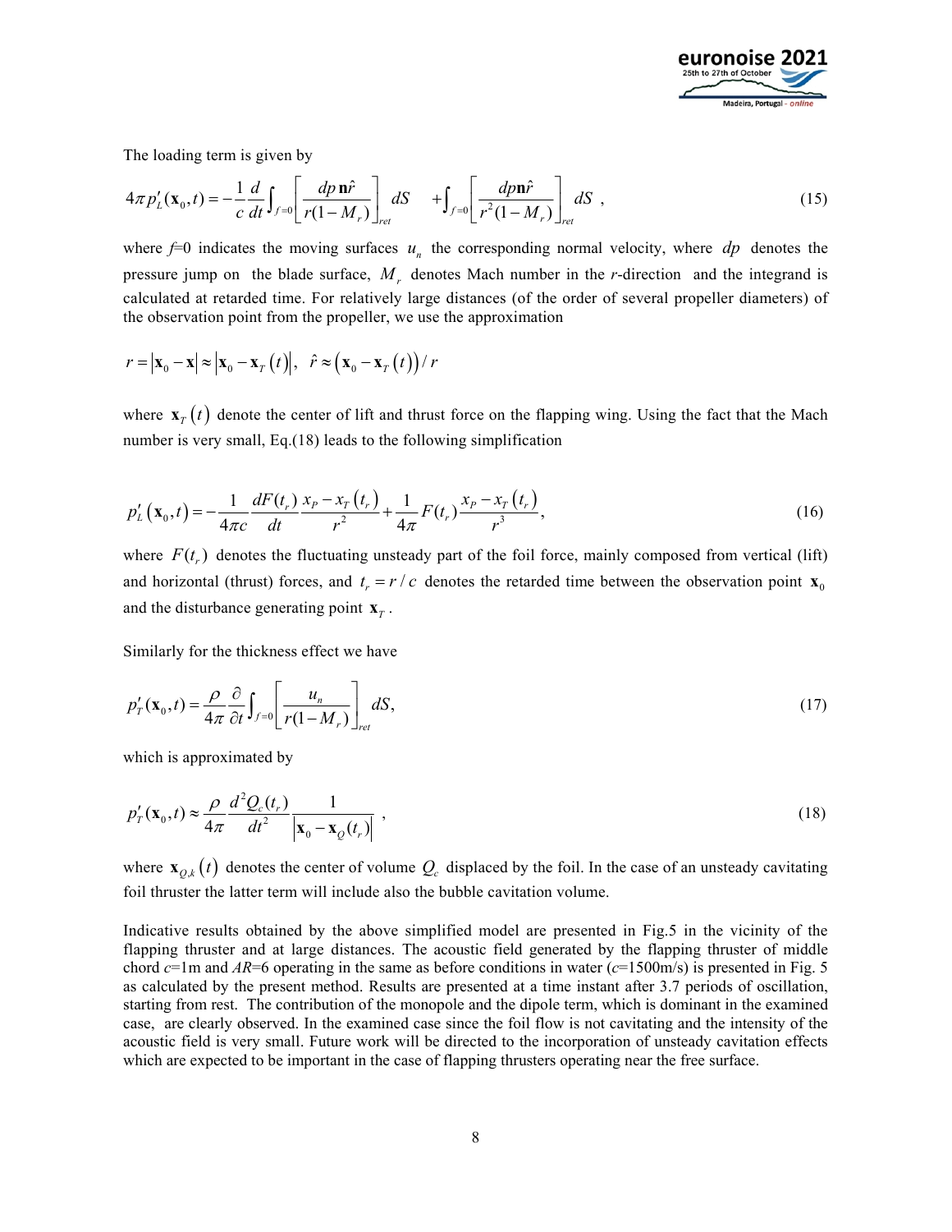The loading term is given by

$$4\pi p_L'(\mathbf{x}_0,t) = -\frac{1}{c}\frac{d}{dt}\int_{f=0}\left[\frac{dp\,\mathbf{n}\hat{r}}{r(1-M_r)}\right]_{ret} dS \quad +\int_{f=0}\left[\frac{dp\mathbf{n}\hat{r}}{r^2(1-M_r)}\right]_{ret} dS \ , \tag{15}$$

where $f$=0 indicates the moving surfaces $u_n$ the corresponding normal velocity, where $dp$ denotes the pressure jump on the blade surface, $M_r$ denotes Mach number in the $r$-direction and the integrand is calculated at retarded time. For relatively large distances (of the order of several propeller diameters) of the observation point from the propeller, we use the approximation

$$r = |\mathbf{x}_0 - \mathbf{x}| \approx |\mathbf{x}_0 - \mathbf{x}_T(t)|, \ \ \hat{r} \approx (\mathbf{x}_0 - \mathbf{x}_T(t))/r$$

where $\mathbf{x}_T(t)$ denote the center of lift and thrust force on the flapping wing. Using the fact that the Mach number is very small, Eq.(18) leads to the following simplification

$$p_L'(\mathbf{x}_0,t) = -\frac{1}{4\pi c}\frac{dF(t_r)}{dt}\frac{x_P - x_T(t_r)}{r^2} + \frac{1}{4\pi}F(t_r)\frac{x_P - x_T(t_r)}{r^3}, \tag{16}$$

where $F(t_r)$ denotes the fluctuating unsteady part of the foil force, mainly composed from vertical (lift) and horizontal (thrust) forces, and $t_r = r/c$ denotes the retarded time between the observation point $\mathbf{x}_0$ and the disturbance generating point $\mathbf{x}_T$.

Similarly for the thickness effect we have

$$p_T'(\mathbf{x}_0,t) = \frac{\rho}{4\pi}\frac{\partial}{\partial t}\int_{f=0}\left[\frac{u_n}{r(1-M_r)}\right]_{ret} dS, \tag{17}$$

which is approximated by

$$p_T'(\mathbf{x}_0,t) \approx \frac{\rho}{4\pi}\frac{d^2Q_c(t_r)}{dt^2}\frac{1}{|\mathbf{x}_0 - \mathbf{x}_Q(t_r)|} \ , \tag{18}$$

where $\mathbf{x}_{Q,k}(t)$ denotes the center of volume $Q_c$ displaced by the foil. In the case of an unsteady cavitating foil thruster the latter term will include also the bubble cavitation volume.

Indicative results obtained by the above simplified model are presented in Fig.5 in the vicinity of the flapping thruster and at large distances. The acoustic field generated by the flapping thruster of middle chord $c$=1m and $AR$=6 operating in the same as before conditions in water ($c$=1500m/s) is presented in Fig. 5 as calculated by the present method. Results are presented at a time instant after 3.7 periods of oscillation, starting from rest. The contribution of the monopole and the dipole term, which is dominant in the examined case, are clearly observed. In the examined case since the foil flow is not cavitating and the intensity of the acoustic field is very small. Future work will be directed to the incorporation of unsteady cavitation effects which are expected to be important in the case of flapping thrusters operating near the free surface.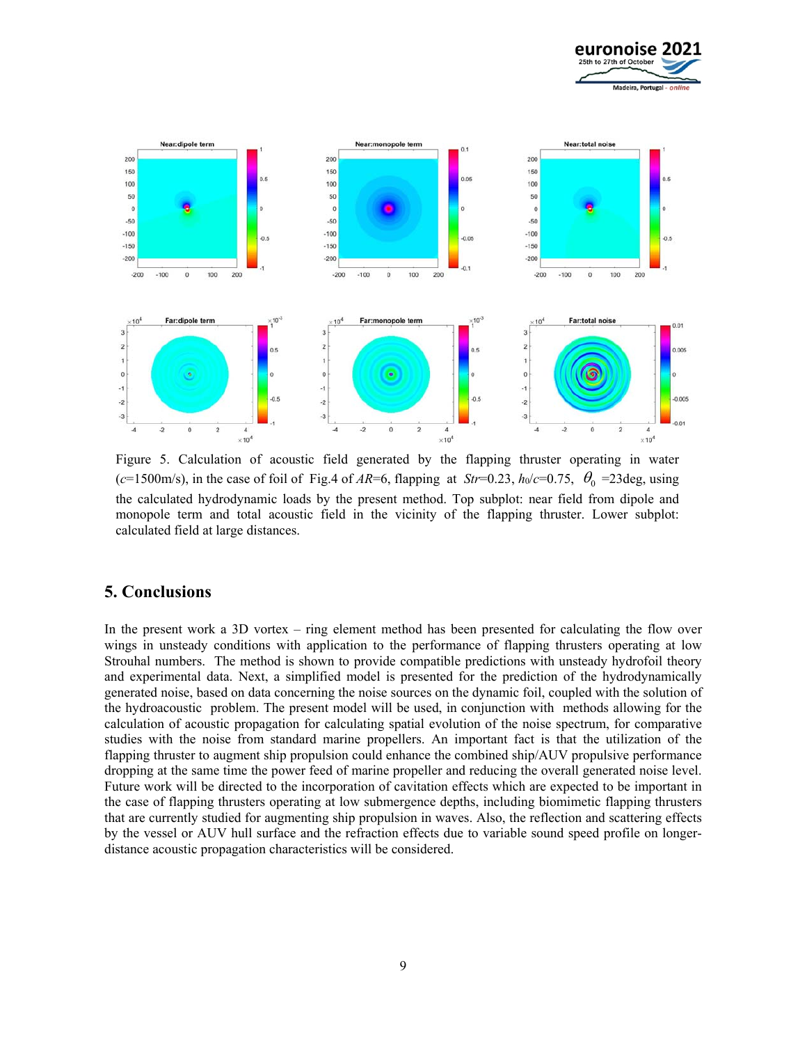Figure 5. Calculation of acoustic field generated by the flapping thruster operating in water ($c$=1500m/s), in the case of foil of Fig.4 of $AR$=6, flapping at $Str$=0.23, $h_0/c$=0.75, $\theta_0$ =23deg, using the calculated hydrodynamic loads by the present method. Top subplot: near field from dipole and monopole term and total acoustic field in the vicinity of the flapping thruster. Lower subplot: calculated field at large distances.

## 5. Conclusions

In the present work a 3D vortex – ring element method has been presented for calculating the flow over wings in unsteady conditions with application to the performance of flapping thrusters operating at low Strouhal numbers. The method is shown to provide compatible predictions with unsteady hydrofoil theory and experimental data. Next, a simplified model is presented for the prediction of the hydrodynamically generated noise, based on data concerning the noise sources on the dynamic foil, coupled with the solution of the hydroacoustic problem. The present model will be used, in conjunction with methods allowing for the calculation of acoustic propagation for calculating spatial evolution of the noise spectrum, for comparative studies with the noise from standard marine propellers. An important fact is that the utilization of the flapping thruster to augment ship propulsion could enhance the combined ship/AUV propulsive performance dropping at the same time the power feed of marine propeller and reducing the overall generated noise level. Future work will be directed to the incorporation of cavitation effects which are expected to be important in the case of flapping thrusters operating at low submergence depths, including biomimetic flapping thrusters that are currently studied for augmenting ship propulsion in waves. Also, the reflection and scattering effects by the vessel or AUV hull surface and the refraction effects due to variable sound speed profile on longer-distance acoustic propagation characteristics will be considered.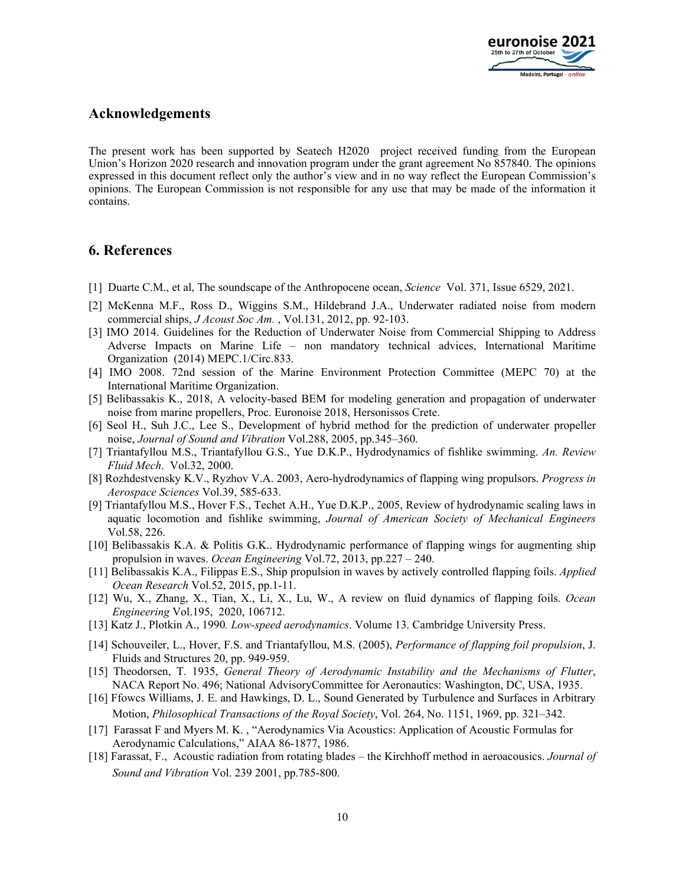## Acknowledgements

The present work has been supported by Seatech H2020 project received funding from the European Union's Horizon 2020 research and innovation program under the grant agreement No 857840. The opinions expressed in this document reflect only the author's view and in no way reflect the European Commission's opinions. The European Commission is not responsible for any use that may be made of the information it contains.

## 6. References

[1] Duarte C.M., et al, The soundscape of the Anthropocene ocean, *Science* Vol. 371, Issue 6529, 2021.

[2] McKenna M.F., Ross D., Wiggins S.M., Hildebrand J.A., Underwater radiated noise from modern commercial ships, *J Acoust Soc Am.* , Vol.131, 2012, pp. 92-103.

[3] IMO 2014. Guidelines for the Reduction of Underwater Noise from Commercial Shipping to Address Adverse Impacts on Marine Life – non mandatory technical advices, International Maritime Organization (2014) MEPC.1/Circ.833.

[4] IMO 2008. 72nd session of the Marine Environment Protection Committee (MEPC 70) at the International Maritime Organization.

[5] Belibassakis K., 2018, A velocity-based BEM for modeling generation and propagation of underwater noise from marine propellers, Proc. Euronoise 2018, Hersonissos Crete.

[6] Seol H., Suh J.C., Lee S., Development of hybrid method for the prediction of underwater propeller noise, *Journal of Sound and Vibration* Vol.288, 2005, pp.345–360.

[7] Triantafyllou M.S., Triantafyllou G.S., Yue D.K.P., Hydrodynamics of fishlike swimming. *An. Review Fluid Mech*. Vol.32, 2000.

[8] Rozhdestvensky K.V., Ryzhov V.A. 2003, Aero-hydrodynamics of flapping wing propulsors. *Progress in Aerospace Sciences* Vol.39, 585-633.

[9] Triantafyllou M.S., Hover F.S., Techet A.H., Yue D.K.P., 2005, Review of hydrodynamic scaling laws in aquatic locomotion and fishlike swimming, *Journal of American Society of Mechanical Engineers* Vol.58, 226.

[10] Belibassakis K.A. & Politis G.K.. Hydrodynamic performance of flapping wings for augmenting ship propulsion in waves. *Ocean Engineering* Vol.72, 2013, pp.227 – 240.

[11] Belibassakis K.A., Filippas E.S., Ship propulsion in waves by actively controlled flapping foils. *Applied Ocean Research* Vol.52, 2015, pp.1-11.

[12] Wu, X., Zhang, X., Tian, X., Li, X., Lu, W., A review on fluid dynamics of flapping foils. *Ocean Engineering* Vol.195, 2020, 106712.

[13] Katz J., Plotkin A., 1990*. Low-speed aerodynamics*. Volume 13. Cambridge University Press.

[14] Schouveiler, L., Hover, F.S. and Triantafyllou, M.S. (2005), *Performance of flapping foil propulsion*, J. Fluids and Structures 20, pp. 949-959.

[15] Theodorsen, T. 1935, *General Theory of Aerodynamic Instability and the Mechanisms of Flutter*, NACA Report No. 496; National AdvisoryCommittee for Aeronautics: Washington, DC, USA, 1935.

[16] Ffowcs Williams, J. E. and Hawkings, D. L., Sound Generated by Turbulence and Surfaces in Arbitrary Motion, *Philosophical Transactions of the Royal Society*, Vol. 264, No. 1151, 1969, pp. 321–342.

[17] Farassat F and Myers M. K. , "Aerodynamics Via Acoustics: Application of Acoustic Formulas for Aerodynamic Calculations," AIAA 86-1877, 1986.

[18] Farassat, F., Acoustic radiation from rotating blades – the Kirchhoff method in aeroacoucics. *Journal of Sound and Vibration* Vol. 239 2001, pp.785-800.